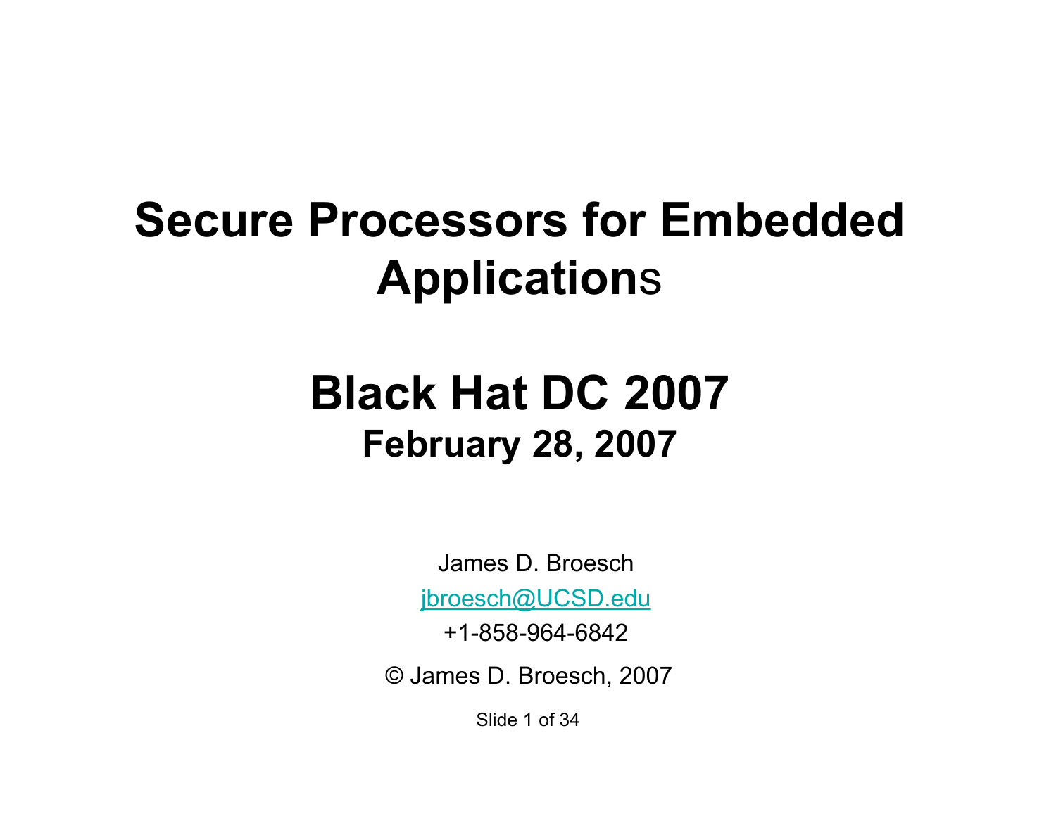# Secure Processors for Embedded Applications

## Black Hat DC 2007

### February 28, 2007

James D. Broesch

jbroesch@UCSD.edu

+1-858-964-6842

© James D. Broesch, 2007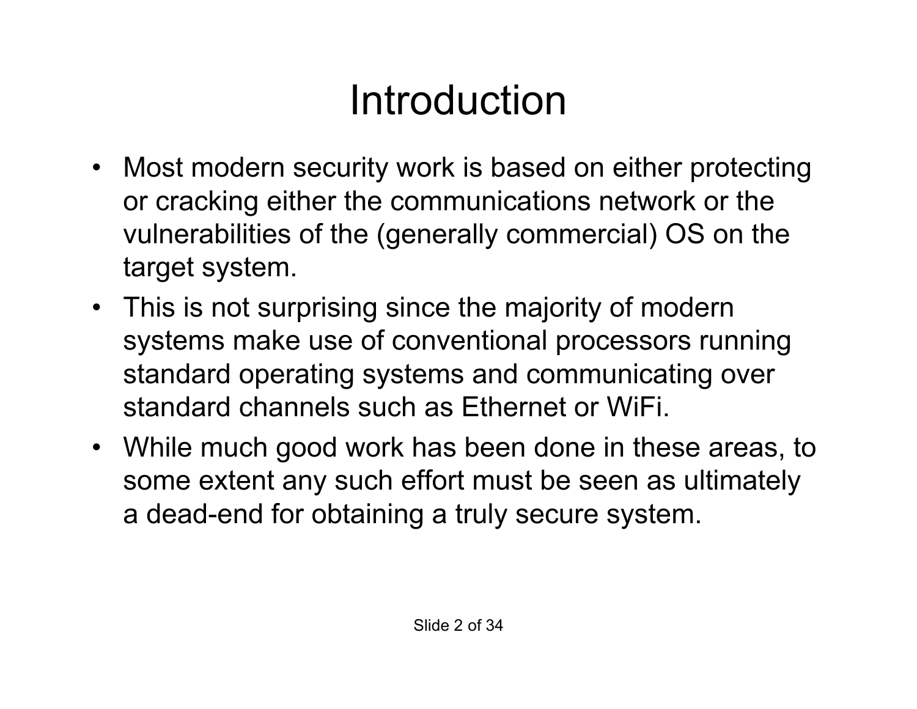# Introduction

- Most modern security work is based on either protecting or cracking either the communications network or the vulnerabilities of the (generally commercial) OS on the target system.
- This is not surprising since the majority of modern systems make use of conventional processors running standard operating systems and communicating over standard channels such as Ethernet or WiFi.
- While much good work has been done in these areas, to some extent any such effort must be seen as ultimately a dead-end for obtaining a truly secure system.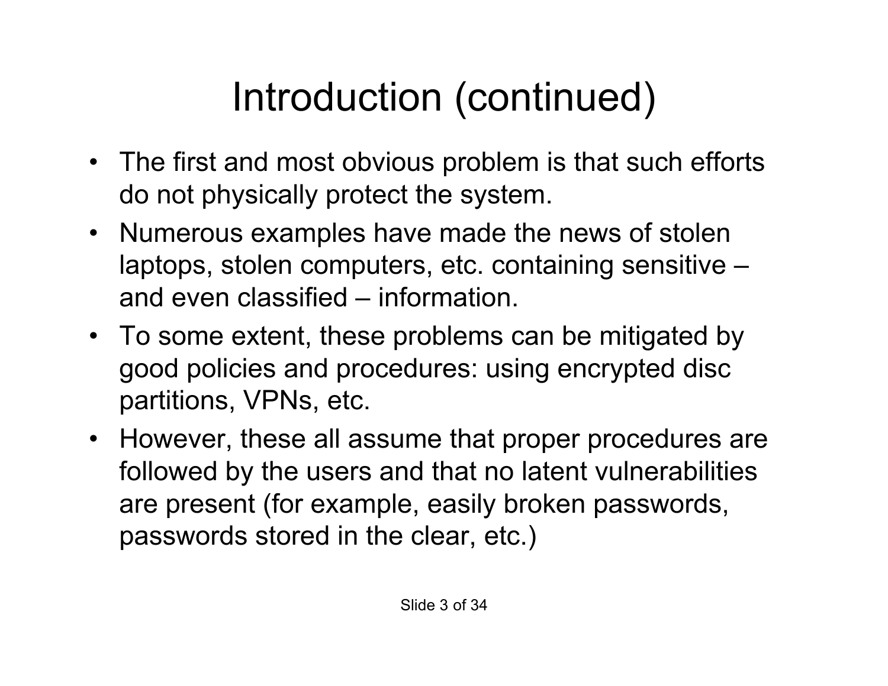# Introduction (continued)

- The first and most obvious problem is that such efforts do not physically protect the system.
- Numerous examples have made the news of stolen laptops, stolen computers, etc. containing sensitive – and even classified – information.
- To some extent, these problems can be mitigated by good policies and procedures: using encrypted disc partitions, VPNs, etc.
- However, these all assume that proper procedures are followed by the users and that no latent vulnerabilities are present (for example, easily broken passwords, passwords stored in the clear, etc.)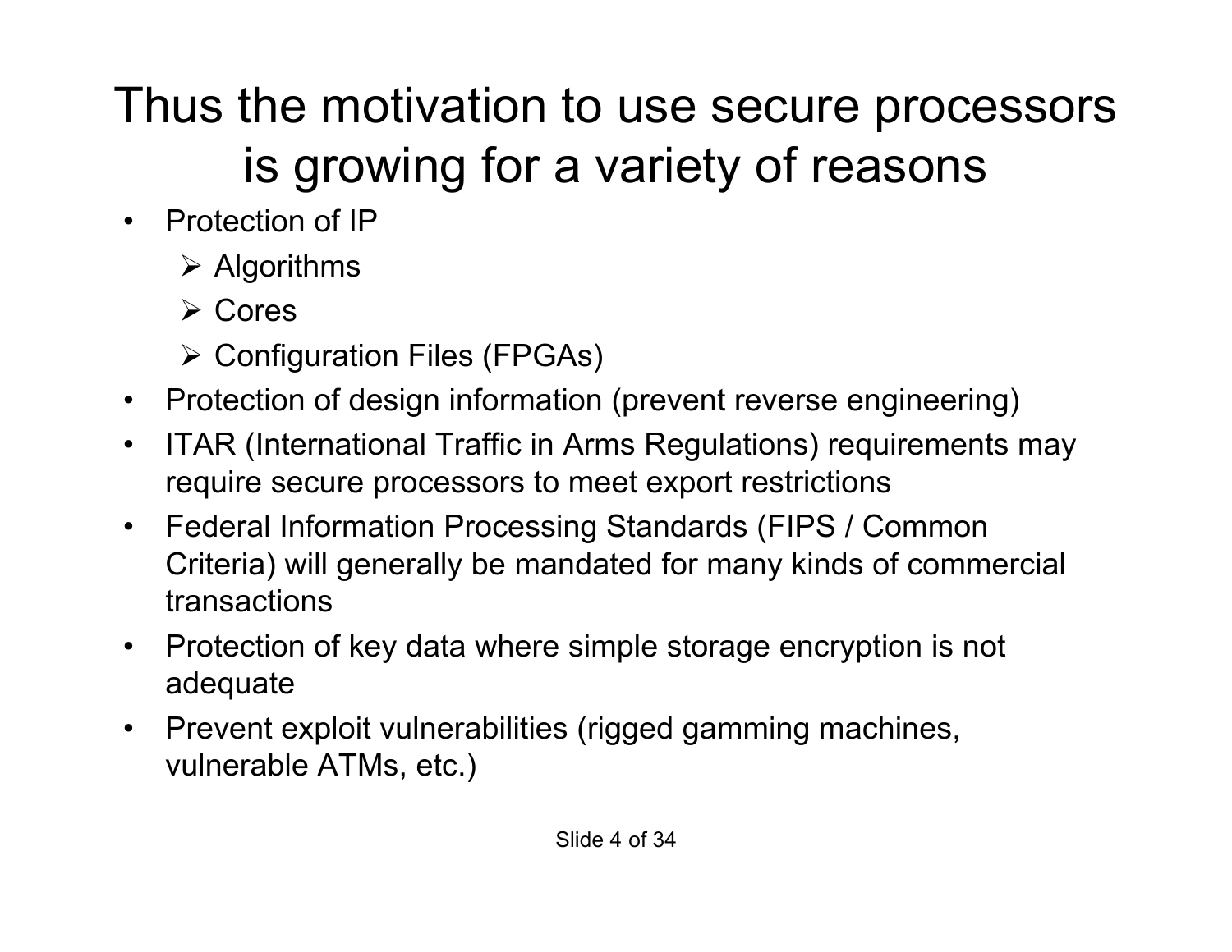# Thus the motivation to use secure processors is growing for a variety of reasons

- Protection of IP
  - Algorithms
  - Cores
  - Configuration Files (FPGAs)
- Protection of design information (prevent reverse engineering)
- ITAR (International Traffic in Arms Regulations) requirements may require secure processors to meet export restrictions
- Federal Information Processing Standards (FIPS / Common Criteria) will generally be mandated for many kinds of commercial transactions
- Protection of key data where simple storage encryption is not adequate
- Prevent exploit vulnerabilities (rigged gamming machines, vulnerable ATMs, etc.)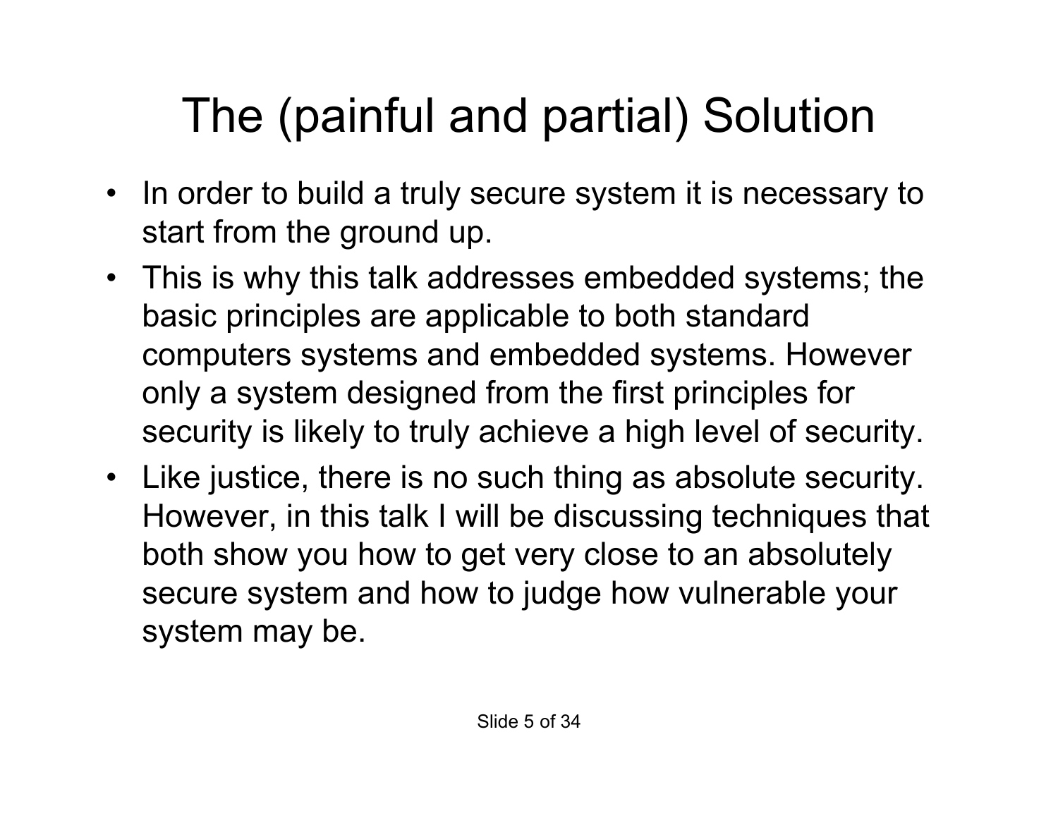# The (painful and partial) Solution

- In order to build a truly secure system it is necessary to start from the ground up.
- This is why this talk addresses embedded systems; the basic principles are applicable to both standard computers systems and embedded systems. However only a system designed from the first principles for security is likely to truly achieve a high level of security.
- Like justice, there is no such thing as absolute security. However, in this talk I will be discussing techniques that both show you how to get very close to an absolutely secure system and how to judge how vulnerable your system may be.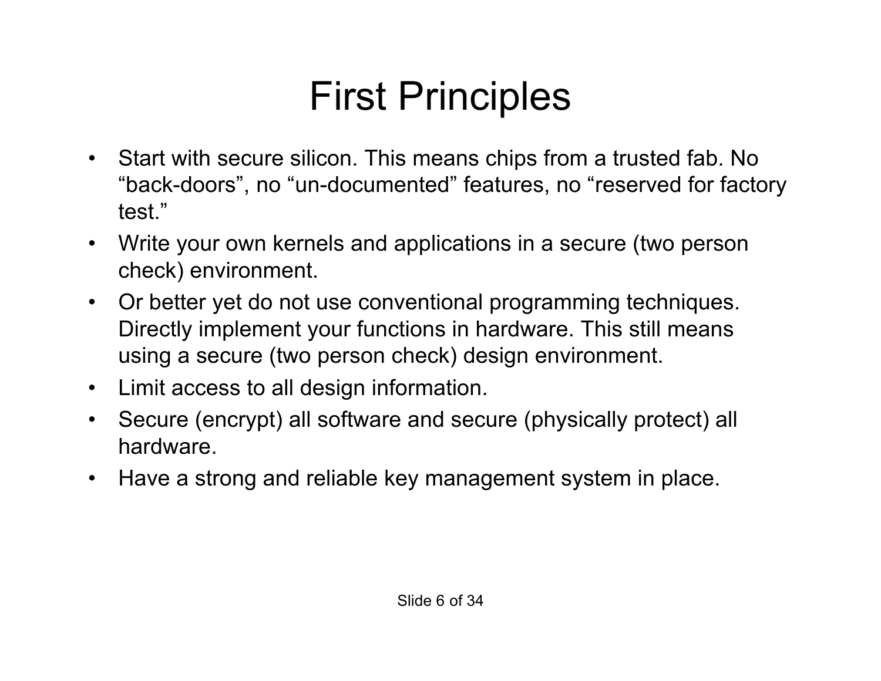# First Principles

- Start with secure silicon. This means chips from a trusted fab. No "back-doors", no "un-documented" features, no "reserved for factory test."
- Write your own kernels and applications in a secure (two person check) environment.
- Or better yet do not use conventional programming techniques. Directly implement your functions in hardware. This still means using a secure (two person check) design environment.
- Limit access to all design information.
- Secure (encrypt) all software and secure (physically protect) all hardware.
- Have a strong and reliable key management system in place.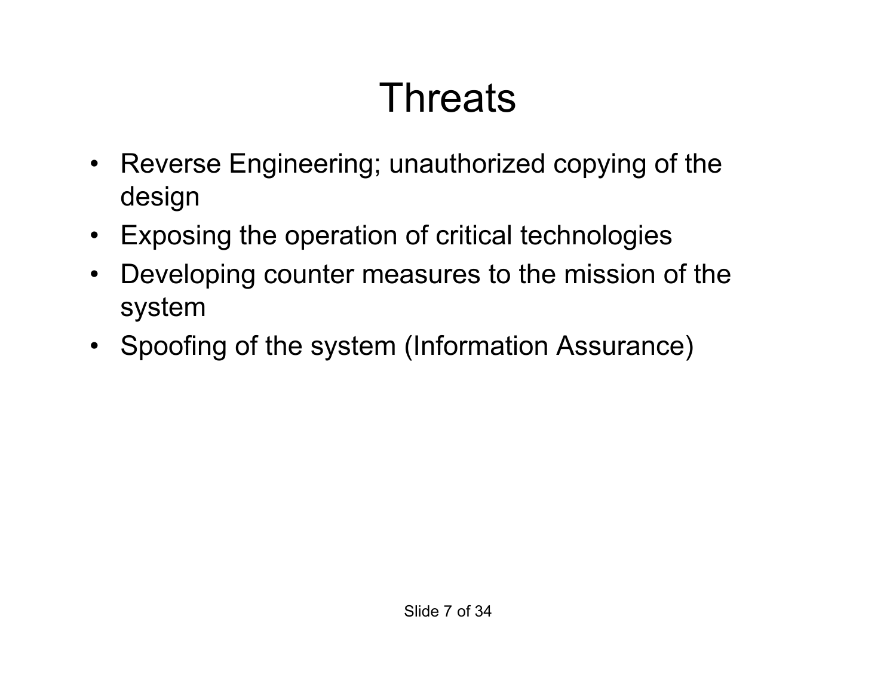# Threats

- Reverse Engineering; unauthorized copying of the design
- Exposing the operation of critical technologies
- Developing counter measures to the mission of the system
- Spoofing of the system (Information Assurance)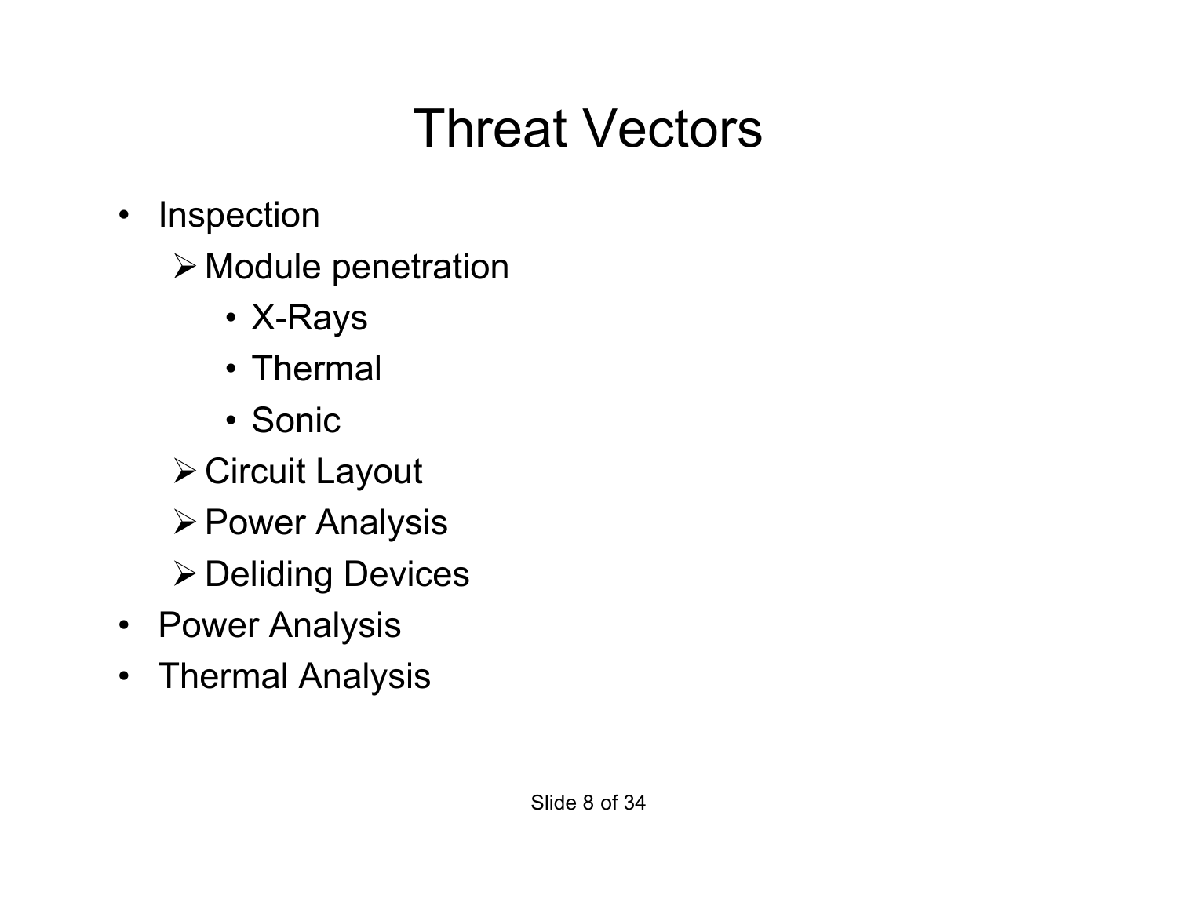# Threat Vectors

- Inspection
  - Module penetration
    - X-Rays
    - Thermal
    - Sonic
  - Circuit Layout
  - Power Analysis
  - Deliding Devices
- Power Analysis
- Thermal Analysis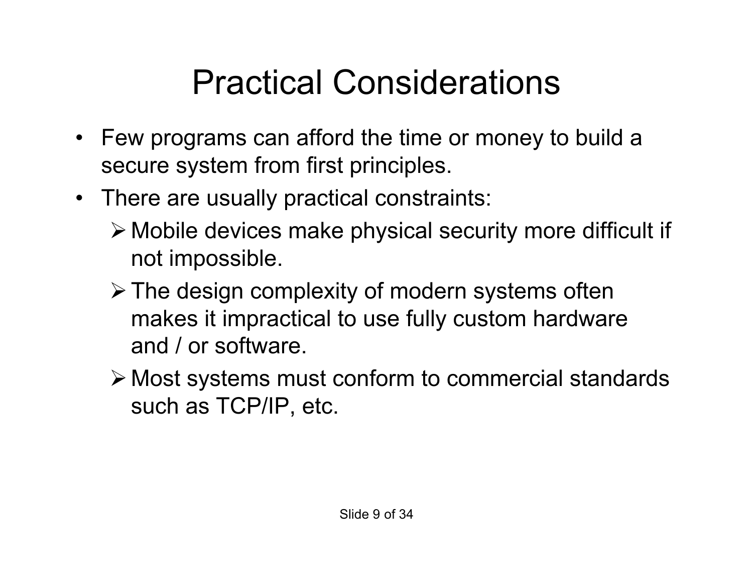# Practical Considerations

- Few programs can afford the time or money to build a secure system from first principles.
- There are usually practical constraints:
  - Mobile devices make physical security more difficult if not impossible.
  - The design complexity of modern systems often makes it impractical to use fully custom hardware and / or software.
  - Most systems must conform to commercial standards such as TCP/IP, etc.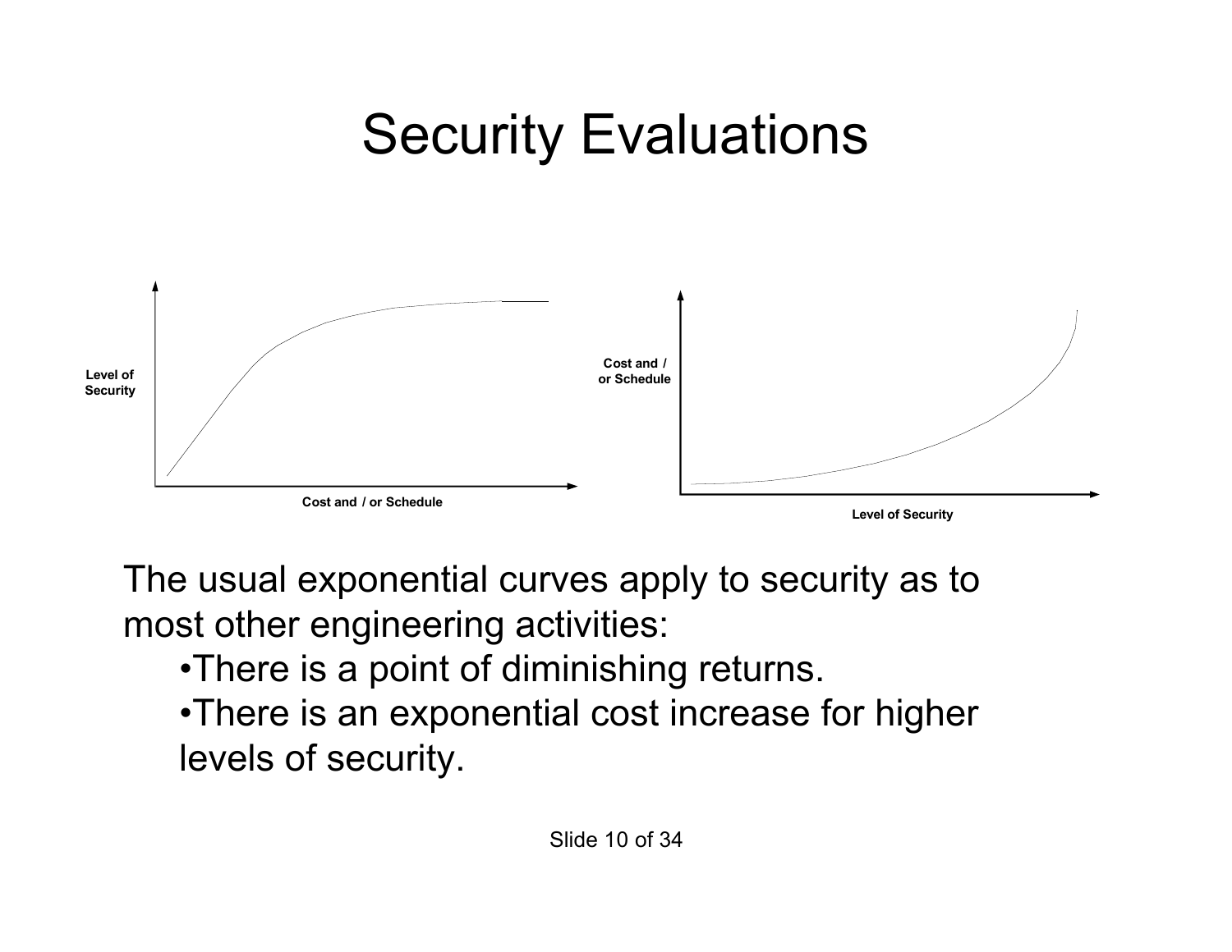# Security Evaluations

Level of Security

Cost and / or Schedule

Cost and / or Schedule

Level of Security

The usual exponential curves apply to security as to most other engineering activities:

- There is a point of diminishing returns.
- There is an exponential cost increase for higher levels of security.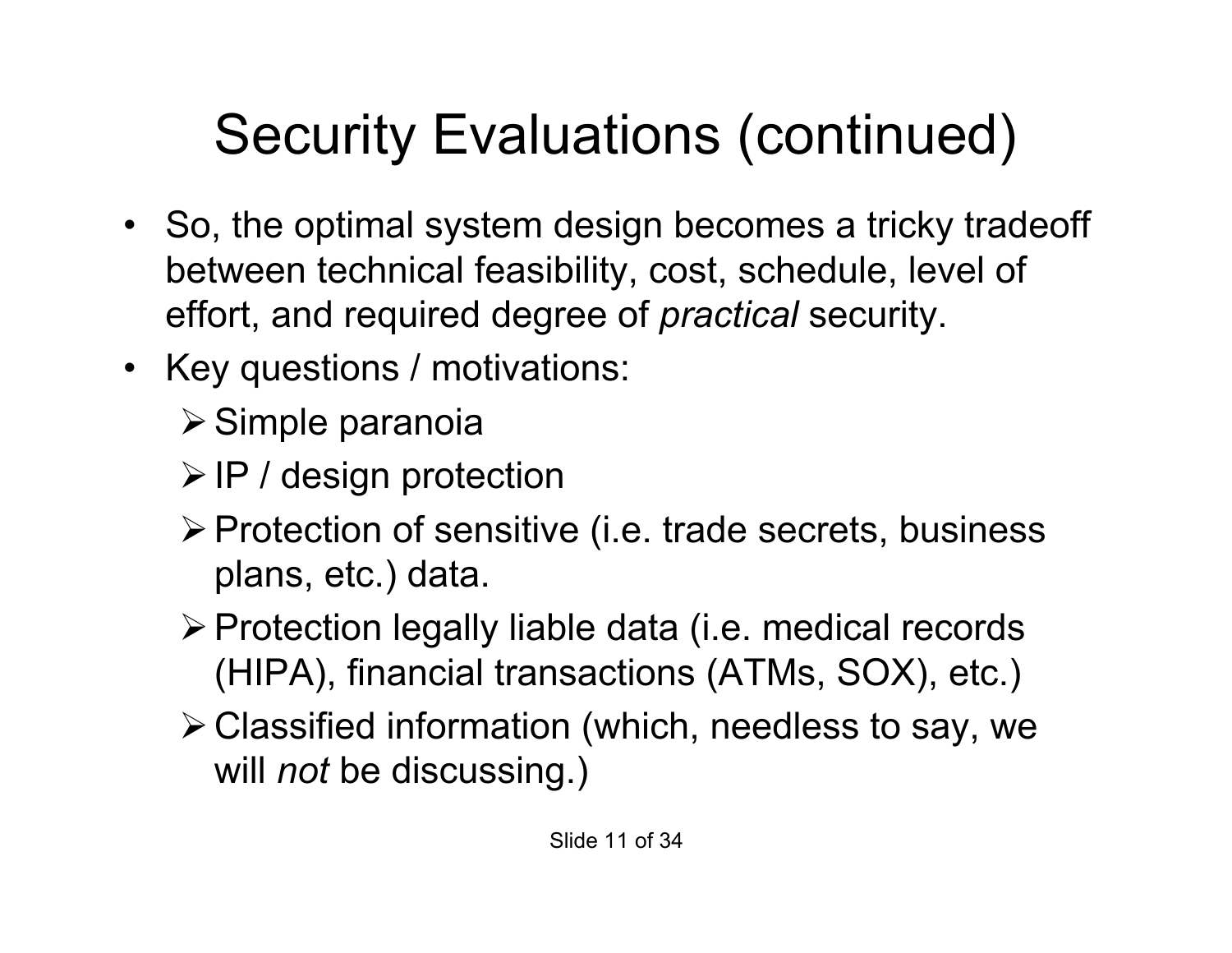# Security Evaluations (continued)

- So, the optimal system design becomes a tricky tradeoff between technical feasibility, cost, schedule, level of effort, and required degree of *practical* security.
- Key questions / motivations:
  - Simple paranoia
  - IP / design protection
  - Protection of sensitive (i.e. trade secrets, business plans, etc.) data.
  - Protection legally liable data (i.e. medical records (HIPA), financial transactions (ATMs, SOX), etc.)
  - Classified information (which, needless to say, we will *not* be discussing.)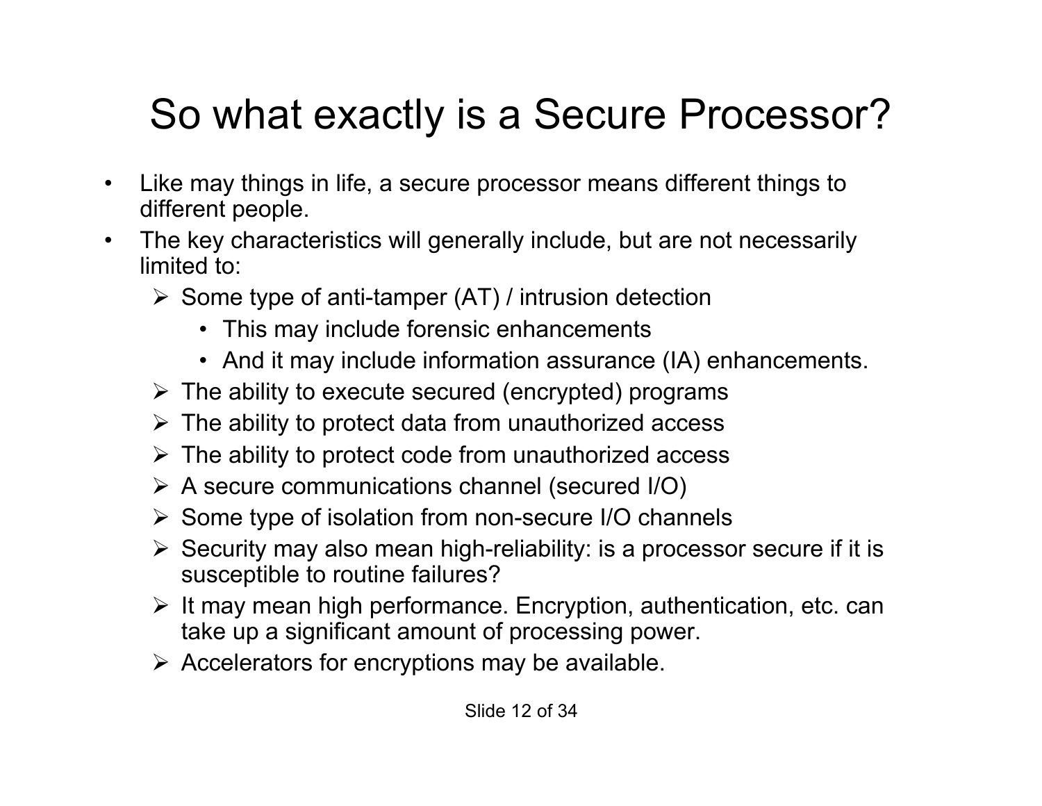# So what exactly is a Secure Processor?

- Like may things in life, a secure processor means different things to different people.
- The key characteristics will generally include, but are not necessarily limited to:
  - Some type of anti-tamper (AT) / intrusion detection
    - This may include forensic enhancements
    - And it may include information assurance (IA) enhancements.
  - The ability to execute secured (encrypted) programs
  - The ability to protect data from unauthorized access
  - The ability to protect code from unauthorized access
  - A secure communications channel (secured I/O)
  - Some type of isolation from non-secure I/O channels
  - Security may also mean high-reliability: is a processor secure if it is susceptible to routine failures?
  - It may mean high performance. Encryption, authentication, etc. can take up a significant amount of processing power.
  - Accelerators for encryptions may be available.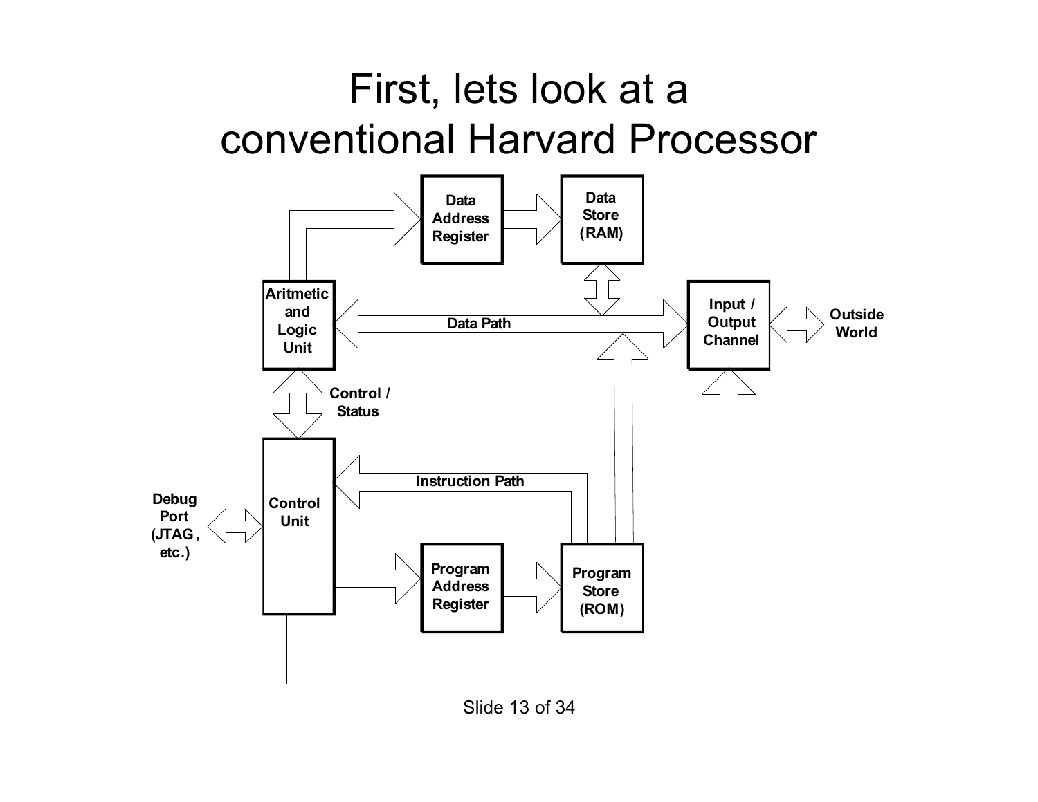# First, lets look at a conventional Harvard Processor

Data Address Register

Data Store (RAM)

Aritmetic and Logic Unit

Data Path

Input / Output Channel

Outside World

Control / Status

Instruction Path

Debug Port (JTAG, etc.)

Control Unit

Program Address Register

Program Store (ROM)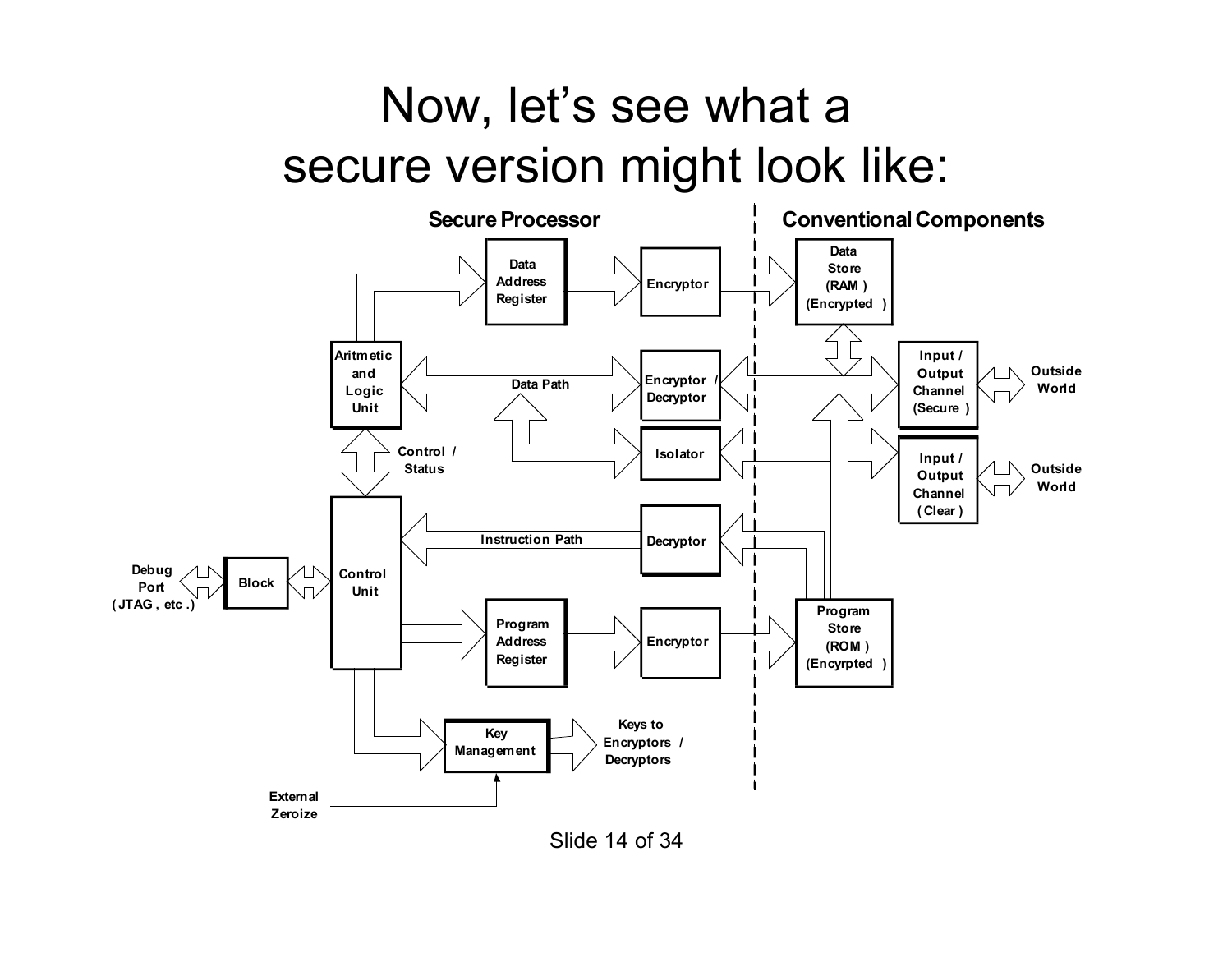# Now, let's see what a secure version might look like:

**Secure Processor** | **Conventional Components**

Data Address Register

Encryptor

Data Store (RAM) (Encrypted)

Aritmetic and Logic Unit

Data Path

Encryptor / Decryptor

Input / Output Channel (Secure)

Outside World

Control / Status

Isolator

Input / Output Channel (Clear)

Outside World

Instruction Path

Decryptor

Debug Port (JTAG, etc.)

Block

Control Unit

Program Address Register

Encryptor

Program Store (ROM) (Encyrpted)

Key Management

Keys to Encryptors / Decryptors

External Zeroize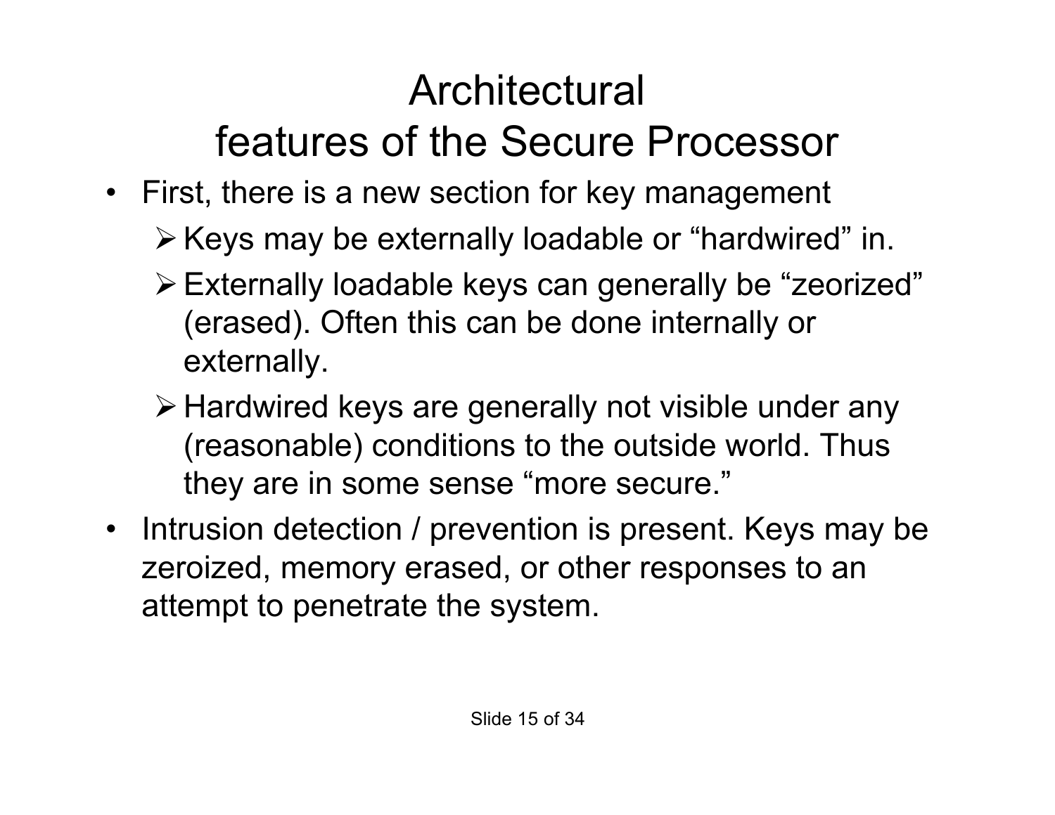# Architectural features of the Secure Processor

- First, there is a new section for key management
  - Keys may be externally loadable or "hardwired" in.
  - Externally loadable keys can generally be "zeorized" (erased). Often this can be done internally or externally.
  - Hardwired keys are generally not visible under any (reasonable) conditions to the outside world. Thus they are in some sense "more secure."
- Intrusion detection / prevention is present. Keys may be zeroized, memory erased, or other responses to an attempt to penetrate the system.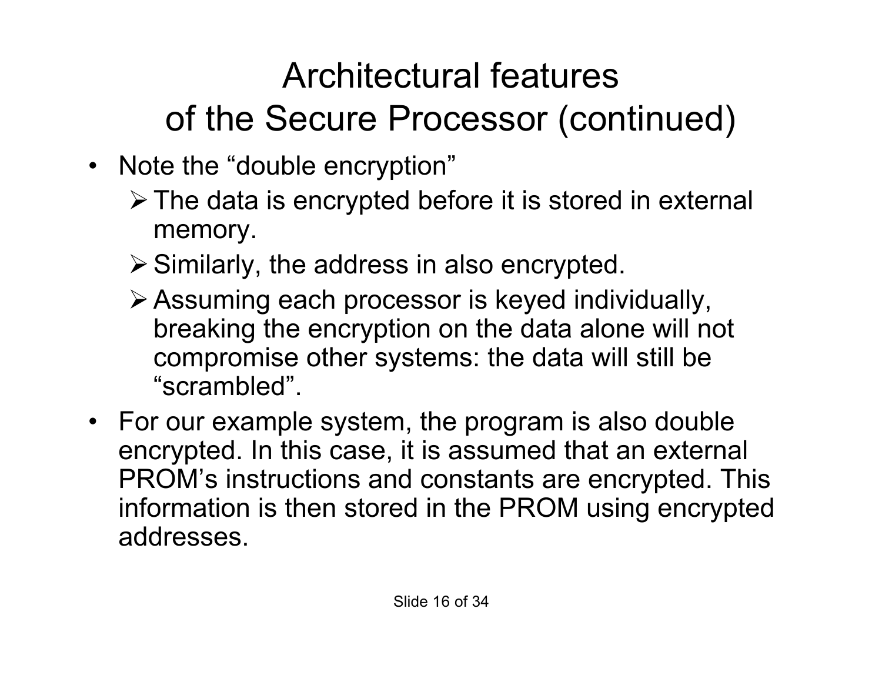# Architectural features of the Secure Processor (continued)

- Note the "double encryption"
  - The data is encrypted before it is stored in external memory.
  - Similarly, the address in also encrypted.
  - Assuming each processor is keyed individually, breaking the encryption on the data alone will not compromise other systems: the data will still be "scrambled".
- For our example system, the program is also double encrypted. In this case, it is assumed that an external PROM's instructions and constants are encrypted. This information is then stored in the PROM using encrypted addresses.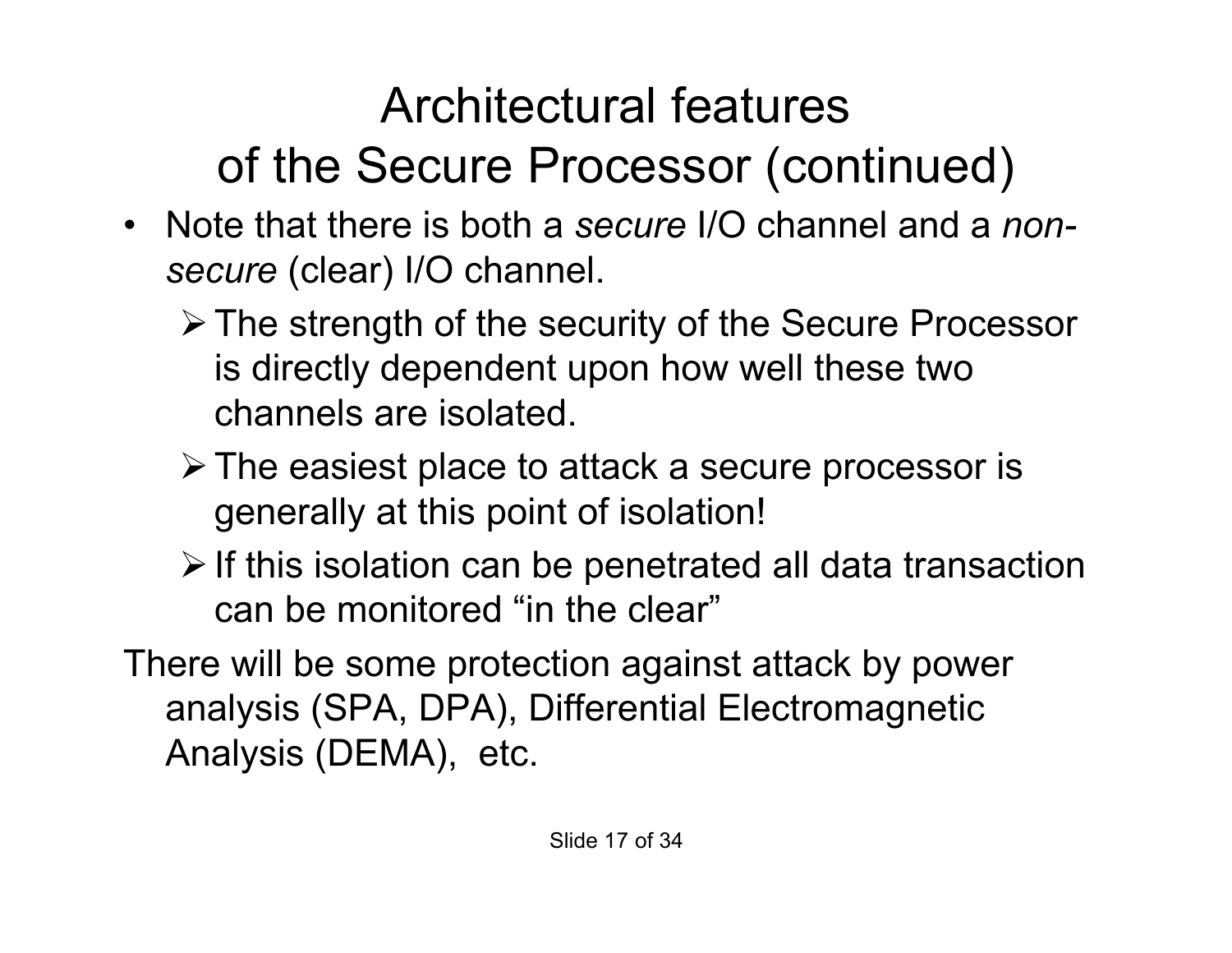# Architectural features of the Secure Processor (continued)

- Note that there is both a *secure* I/O channel and a *non-secure* (clear) I/O channel.
  - The strength of the security of the Secure Processor is directly dependent upon how well these two channels are isolated.
  - The easiest place to attack a secure processor is generally at this point of isolation!
  - If this isolation can be penetrated all data transaction can be monitored “in the clear”

There will be some protection against attack by power analysis (SPA, DPA), Differential Electromagnetic Analysis (DEMA), etc.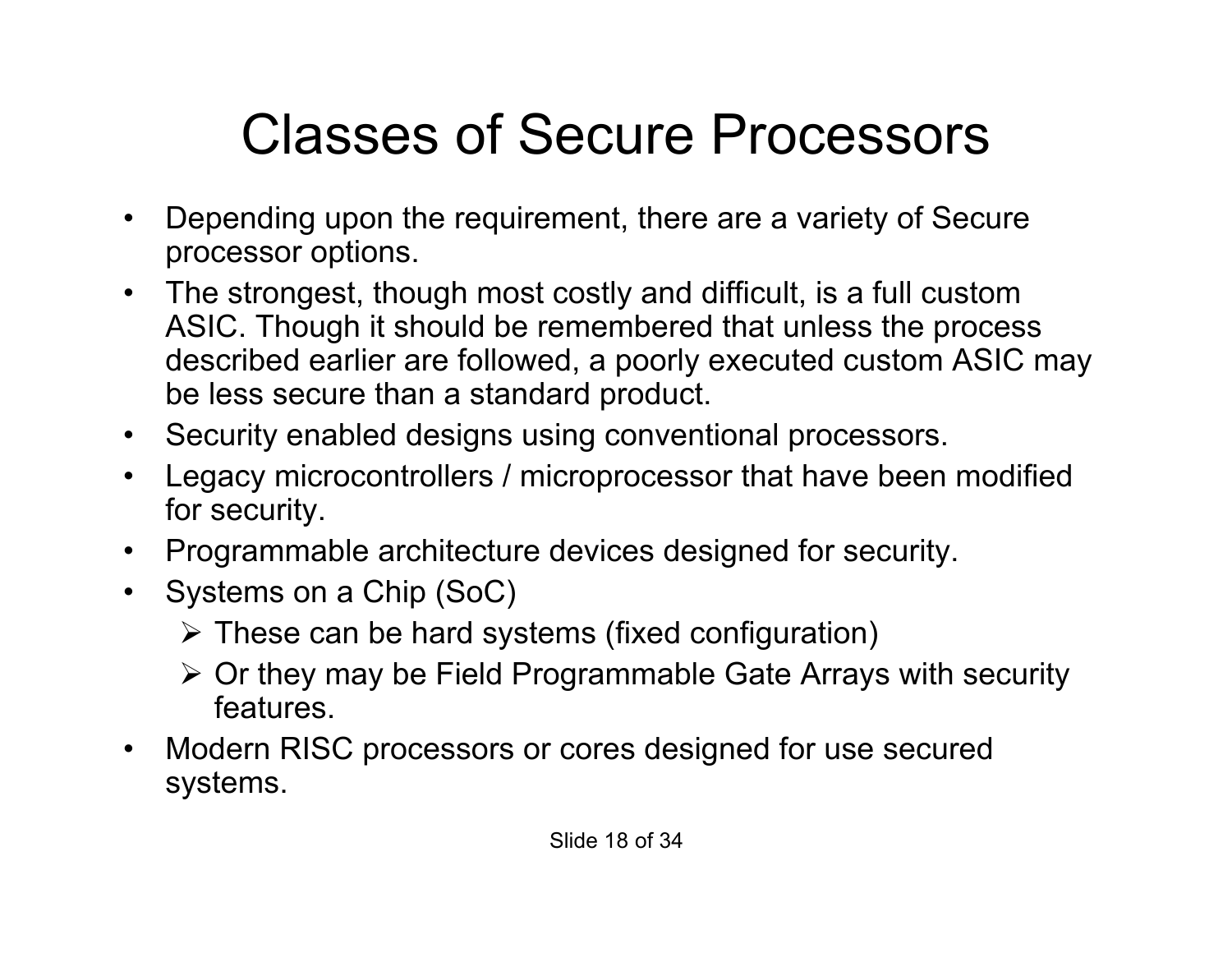# Classes of Secure Processors

- Depending upon the requirement, there are a variety of Secure processor options.
- The strongest, though most costly and difficult, is a full custom ASIC. Though it should be remembered that unless the process described earlier are followed, a poorly executed custom ASIC may be less secure than a standard product.
- Security enabled designs using conventional processors.
- Legacy microcontrollers / microprocessor that have been modified for security.
- Programmable architecture devices designed for security.
- Systems on a Chip (SoC)
  - These can be hard systems (fixed configuration)
  - Or they may be Field Programmable Gate Arrays with security features.
- Modern RISC processors or cores designed for use secured systems.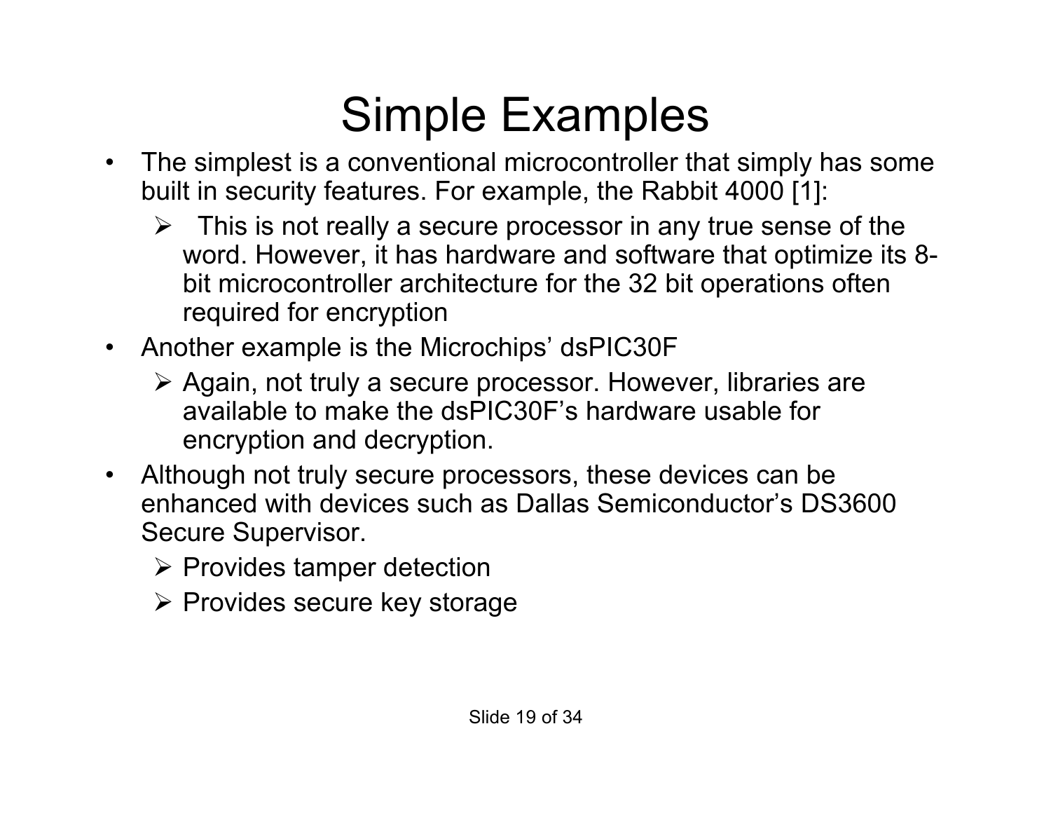# Simple Examples

- The simplest is a conventional microcontroller that simply has some built in security features. For example, the Rabbit 4000 [1]:
  - This is not really a secure processor in any true sense of the word. However, it has hardware and software that optimize its 8-bit microcontroller architecture for the 32 bit operations often required for encryption
- Another example is the Microchips' dsPIC30F
  - Again, not truly a secure processor. However, libraries are available to make the dsPIC30F's hardware usable for encryption and decryption.
- Although not truly secure processors, these devices can be enhanced with devices such as Dallas Semiconductor's DS3600 Secure Supervisor.
  - Provides tamper detection
  - Provides secure key storage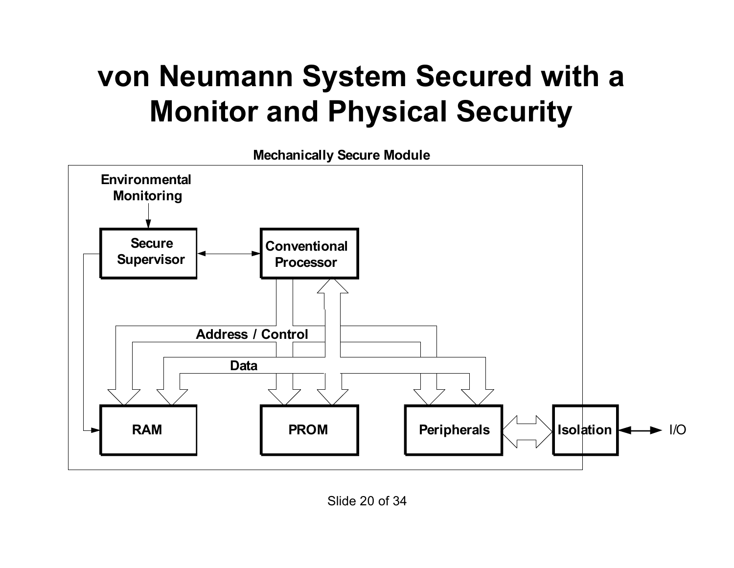# von Neumann System Secured with a Monitor and Physical Security

Mechanically Secure Module

Environmental Monitoring

Secure Supervisor

Conventional Processor

Address / Control

Data

RAM

PROM

Peripherals

Isolation

I/O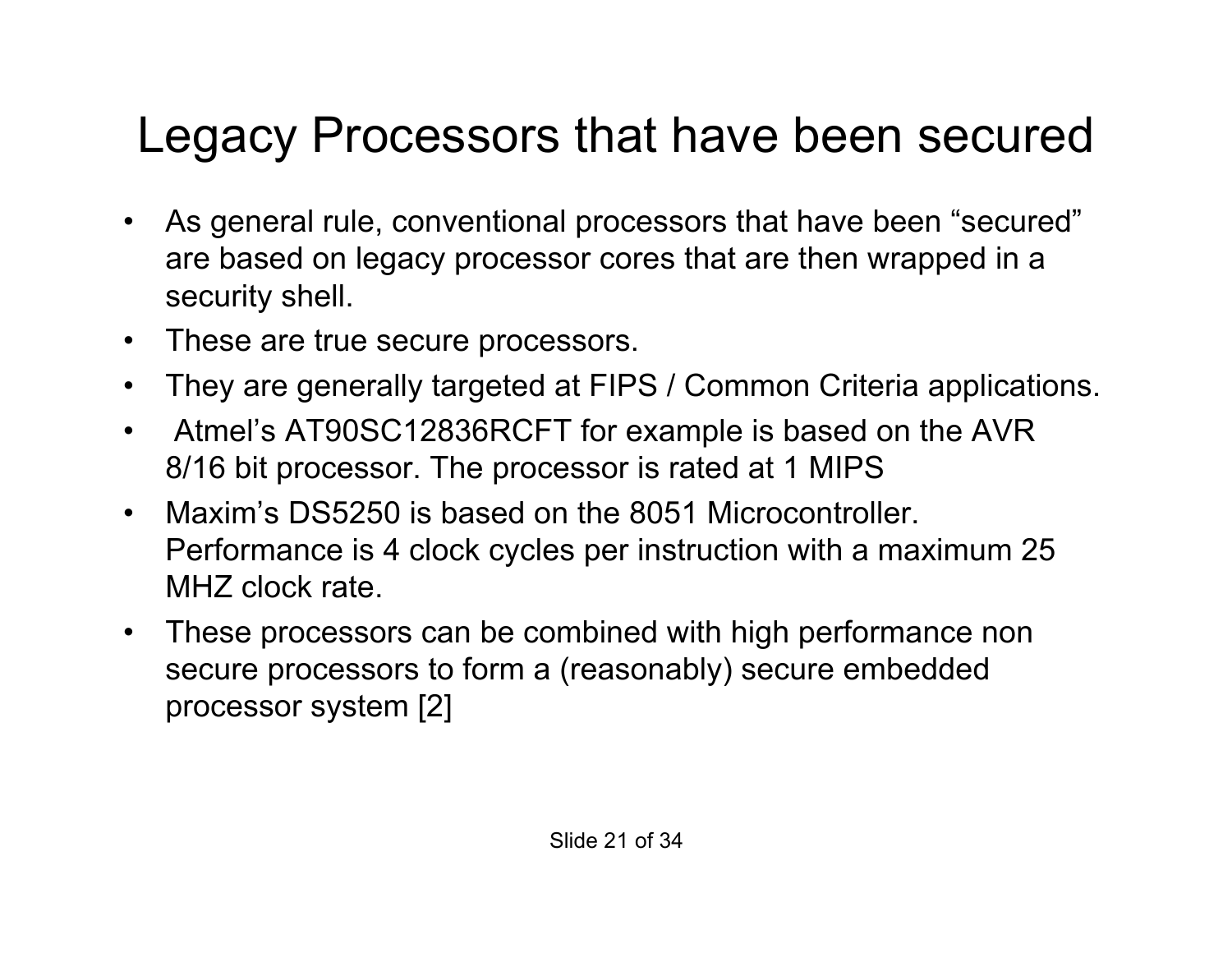# Legacy Processors that have been secured

- As general rule, conventional processors that have been “secured” are based on legacy processor cores that are then wrapped in a security shell.
- These are true secure processors.
- They are generally targeted at FIPS / Common Criteria applications.
- Atmel’s AT90SC12836RCFT for example is based on the AVR 8/16 bit processor. The processor is rated at 1 MIPS
- Maxim’s DS5250 is based on the 8051 Microcontroller. Performance is 4 clock cycles per instruction with a maximum 25 MHZ clock rate.
- These processors can be combined with high performance non secure processors to form a (reasonably) secure embedded processor system [2]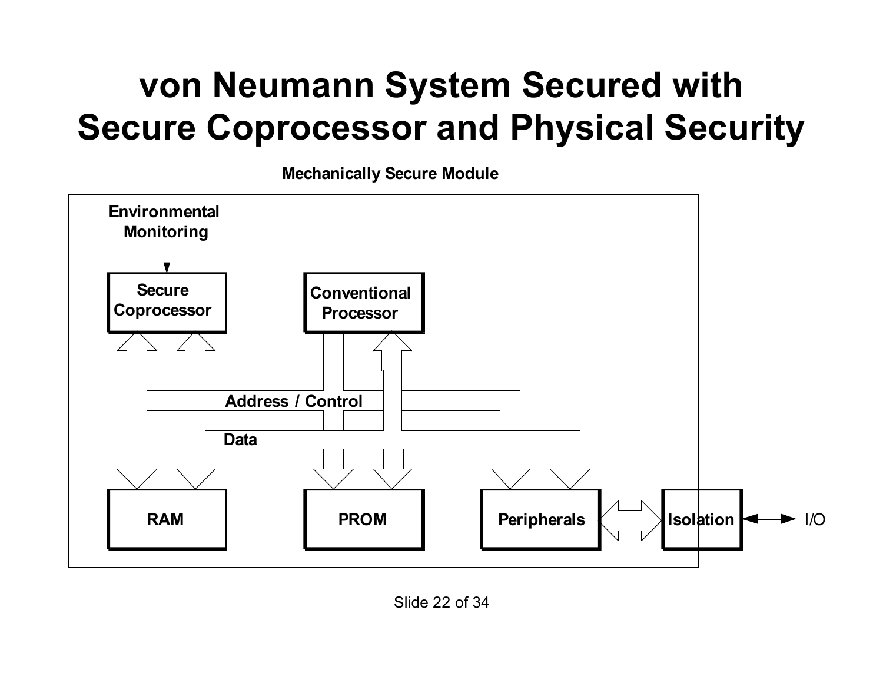# von Neumann System Secured with Secure Coprocessor and Physical Security

Mechanically Secure Module

Environmental Monitoring

Secure Coprocessor

Conventional Processor

Address / Control

Data

RAM

PROM

Peripherals

Isolation

I/O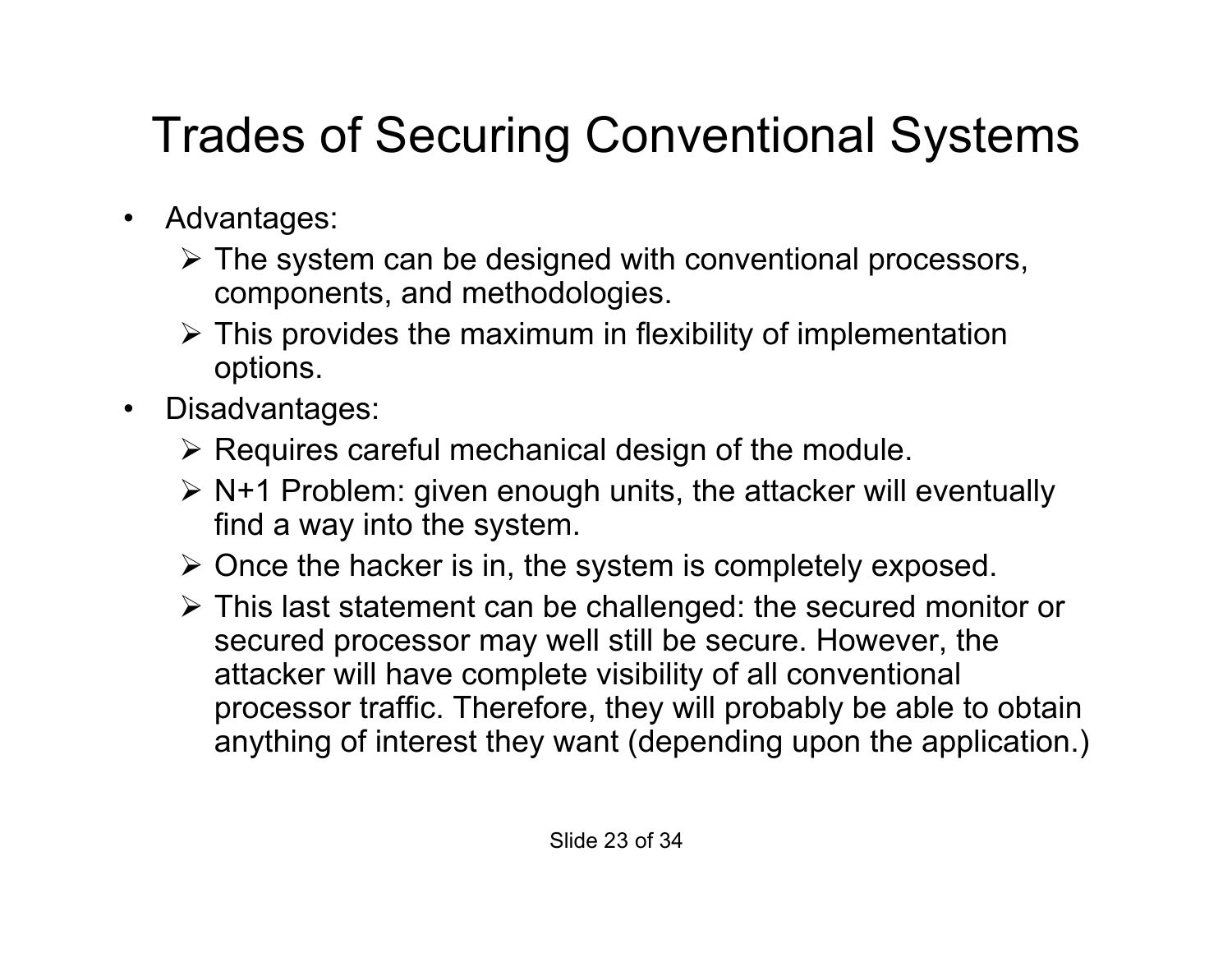# Trades of Securing Conventional Systems

- Advantages:
  - The system can be designed with conventional processors, components, and methodologies.
  - This provides the maximum in flexibility of implementation options.
- Disadvantages:
  - Requires careful mechanical design of the module.
  - N+1 Problem: given enough units, the attacker will eventually find a way into the system.
  - Once the hacker is in, the system is completely exposed.
  - This last statement can be challenged: the secured monitor or secured processor may well still be secure. However, the attacker will have complete visibility of all conventional processor traffic. Therefore, they will probably be able to obtain anything of interest they want (depending upon the application.)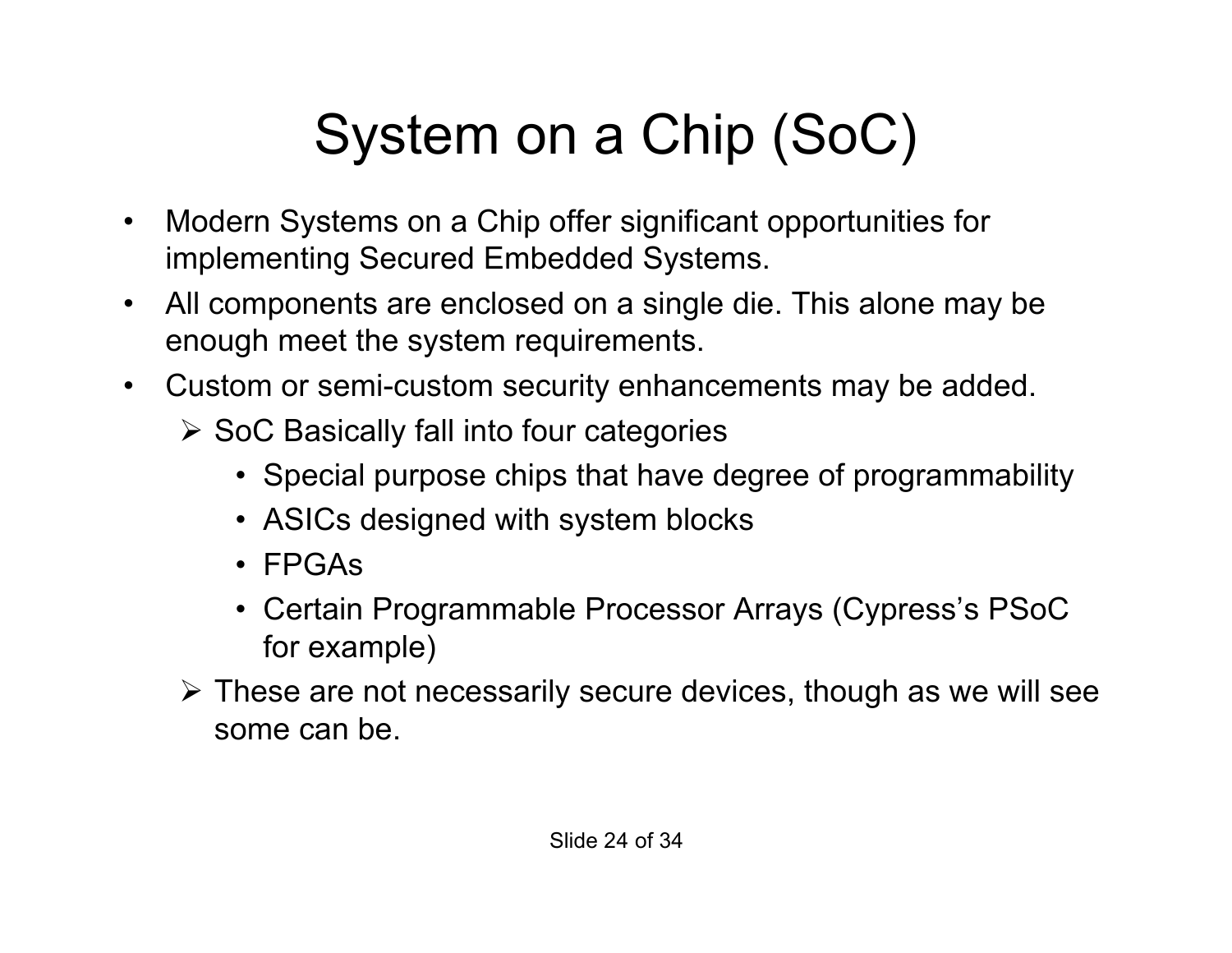# System on a Chip (SoC)

- Modern Systems on a Chip offer significant opportunities for implementing Secured Embedded Systems.
- All components are enclosed on a single die. This alone may be enough meet the system requirements.
- Custom or semi-custom security enhancements may be added.
  - SoC Basically fall into four categories
    - Special purpose chips that have degree of programmability
    - ASICs designed with system blocks
    - FPGAs
    - Certain Programmable Processor Arrays (Cypress's PSoC for example)
  - These are not necessarily secure devices, though as we will see some can be.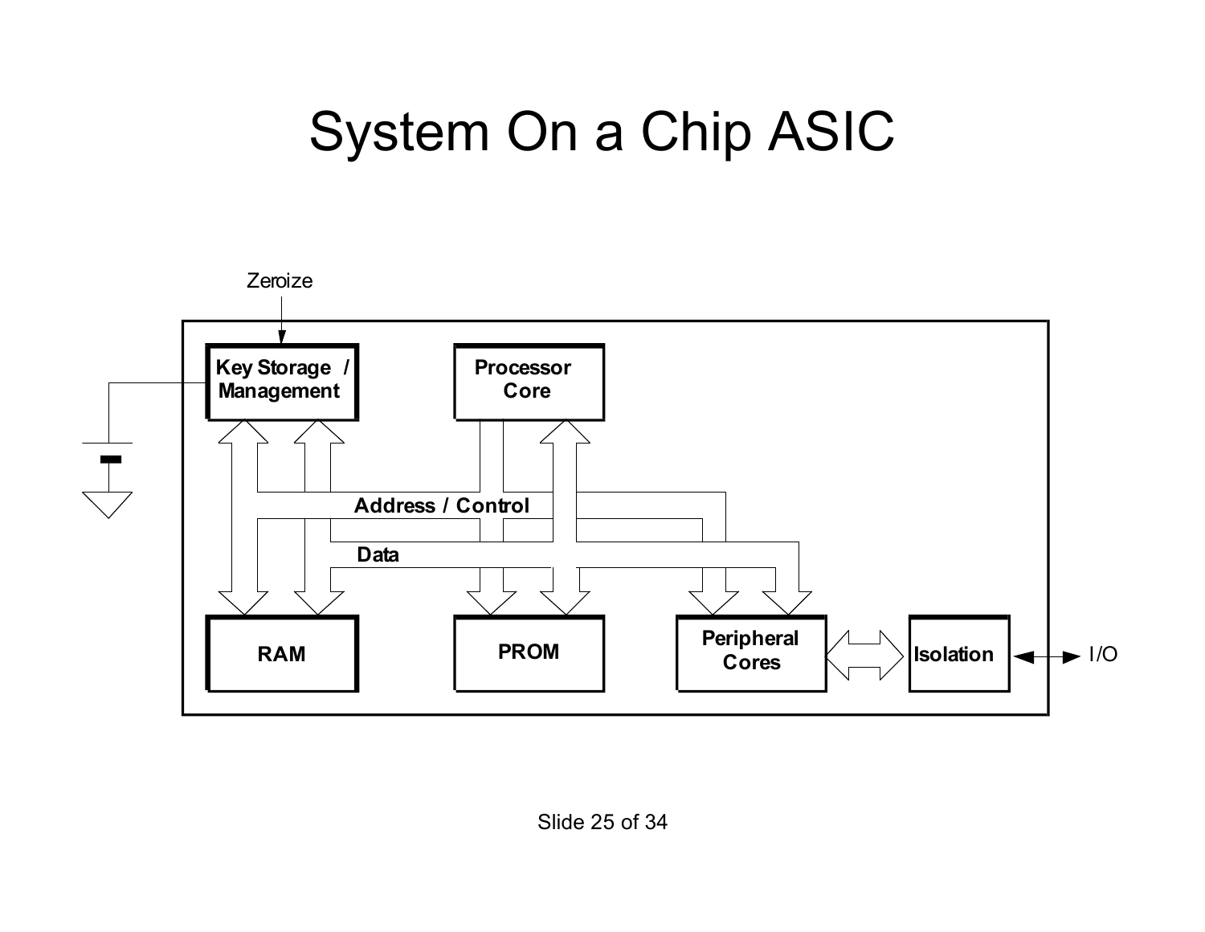# System On a Chip ASIC

Zeroize

Key Storage / Management

Processor Core

Address / Control

Data

RAM

PROM

Peripheral Cores

Isolation

I/O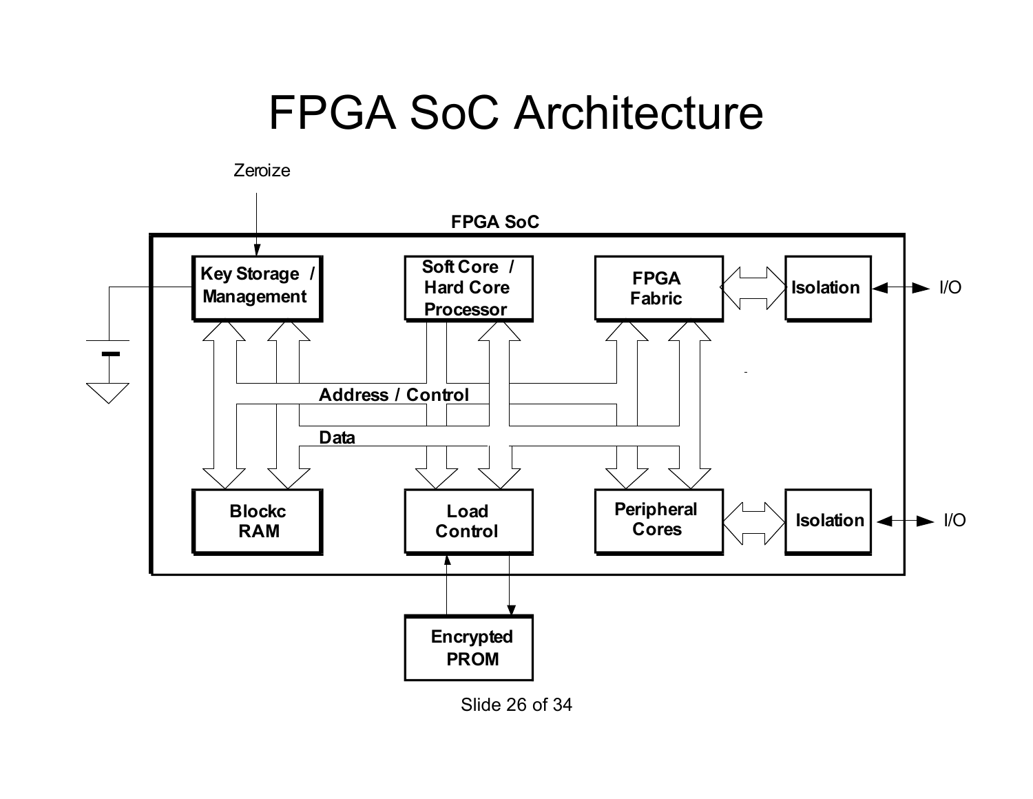# FPGA SoC Architecture

Zeroize

FPGA SoC

Key Storage / Management

Soft Core / Hard Core Processor

FPGA Fabric

Isolation

I/O

Address / Control

Data

Blockc RAM

Load Control

Peripheral Cores

Isolation

I/O

Encrypted PROM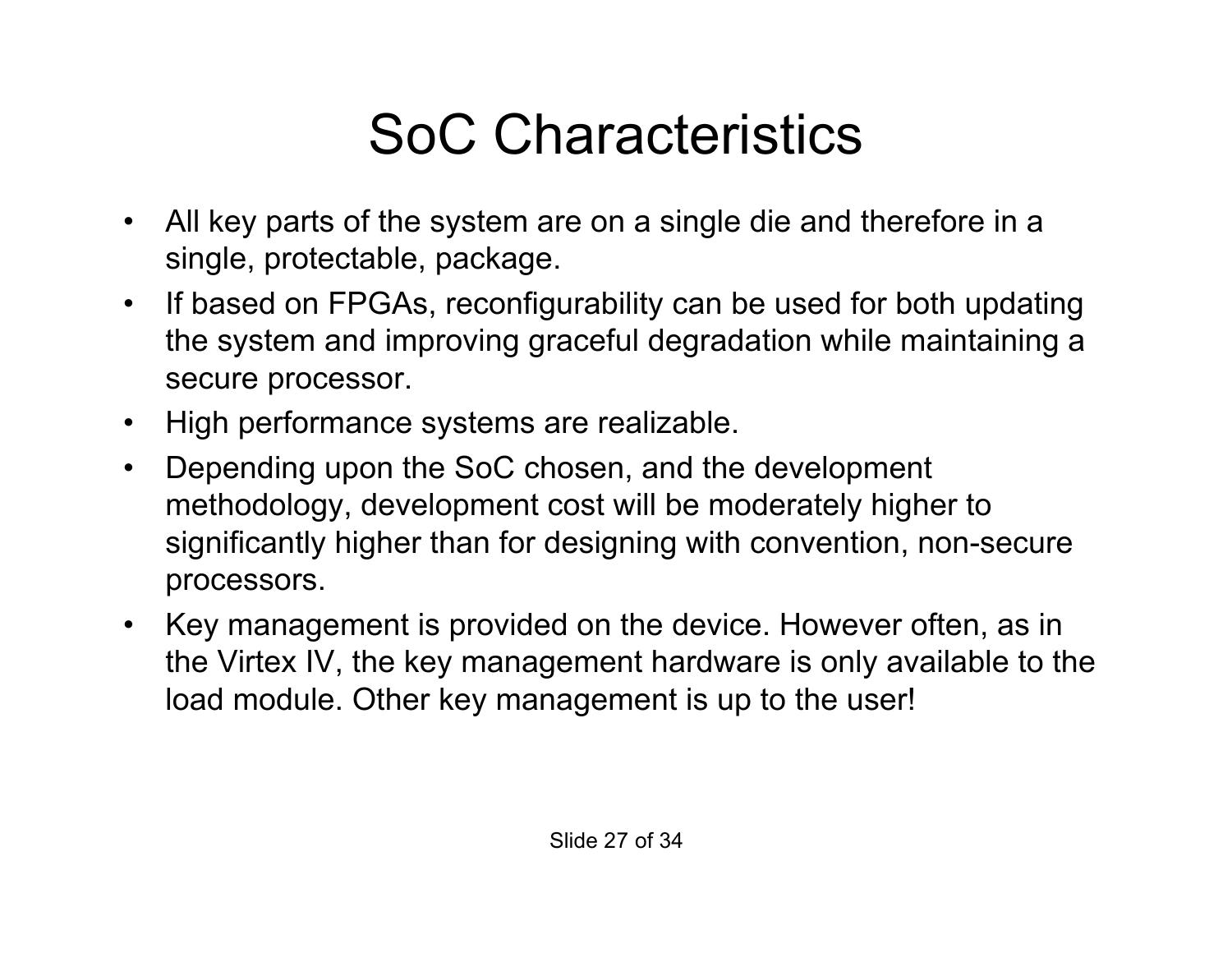# SoC Characteristics

- All key parts of the system are on a single die and therefore in a single, protectable, package.
- If based on FPGAs, reconfigurability can be used for both updating the system and improving graceful degradation while maintaining a secure processor.
- High performance systems are realizable.
- Depending upon the SoC chosen, and the development methodology, development cost will be moderately higher to significantly higher than for designing with convention, non-secure processors.
- Key management is provided on the device. However often, as in the Virtex IV, the key management hardware is only available to the load module. Other key management is up to the user!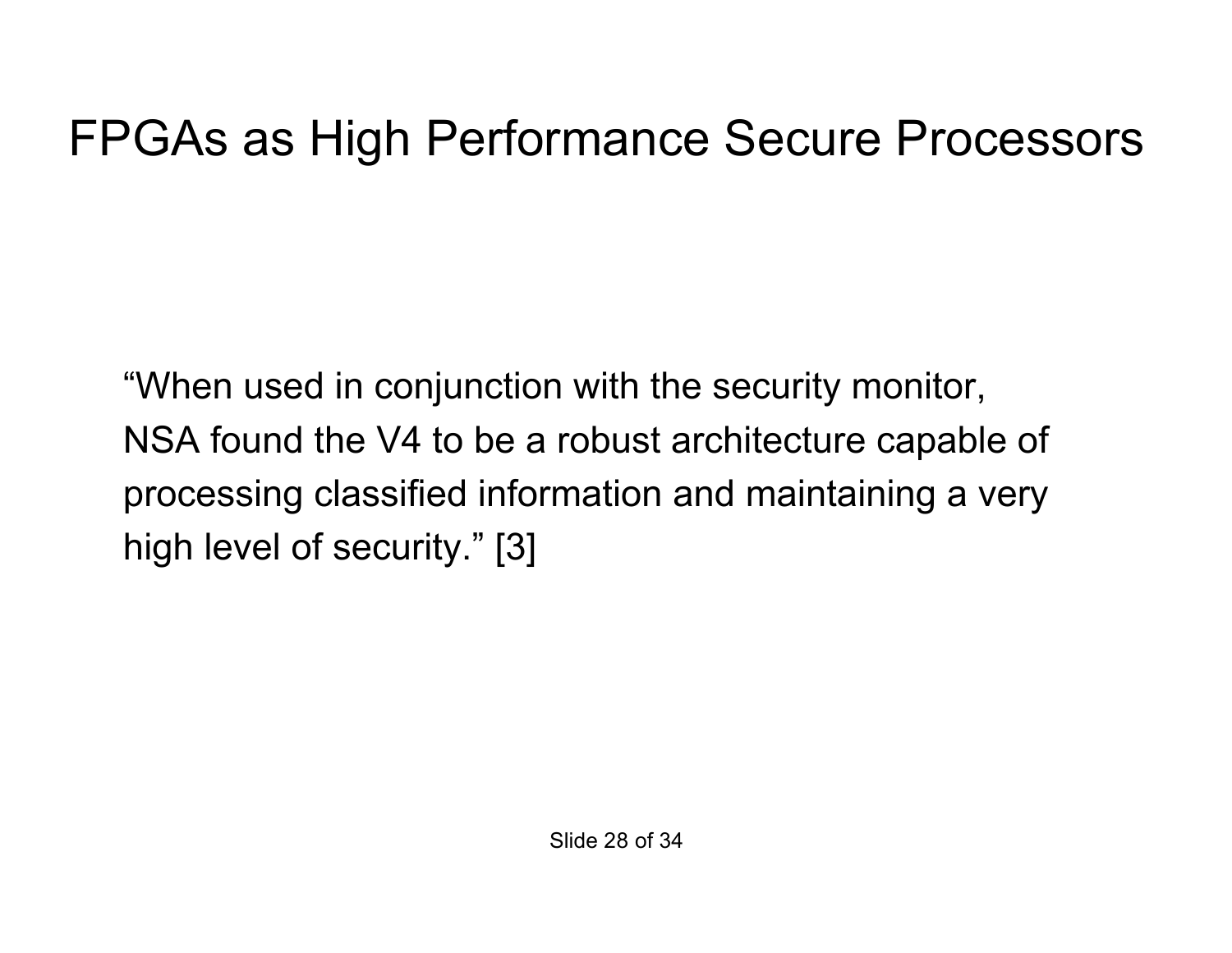# FPGAs as High Performance Secure Processors

"When used in conjunction with the security monitor, NSA found the V4 to be a robust architecture capable of processing classified information and maintaining a very high level of security." [3]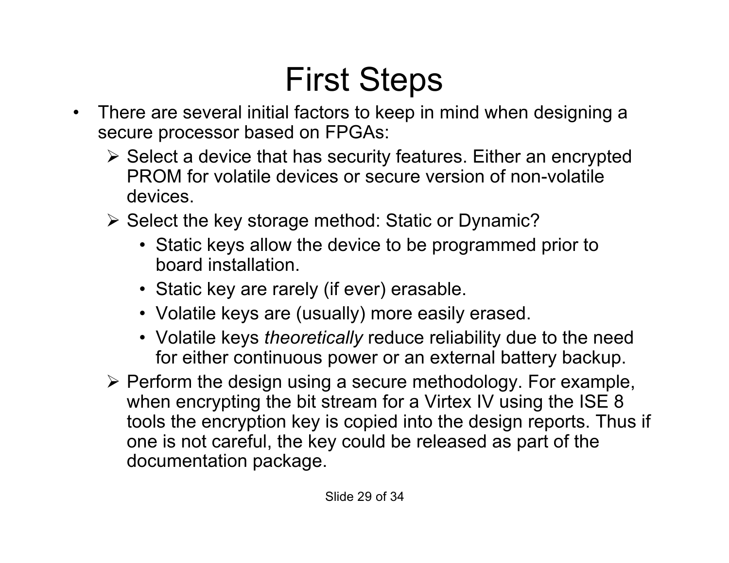# First Steps

- There are several initial factors to keep in mind when designing a secure processor based on FPGAs:
  - Select a device that has security features. Either an encrypted PROM for volatile devices or secure version of non-volatile devices.
  - Select the key storage method: Static or Dynamic?
    - Static keys allow the device to be programmed prior to board installation.
    - Static key are rarely (if ever) erasable.
    - Volatile keys are (usually) more easily erased.
    - Volatile keys *theoretically* reduce reliability due to the need for either continuous power or an external battery backup.
  - Perform the design using a secure methodology. For example, when encrypting the bit stream for a Virtex IV using the ISE 8 tools the encryption key is copied into the design reports. Thus if one is not careful, the key could be released as part of the documentation package.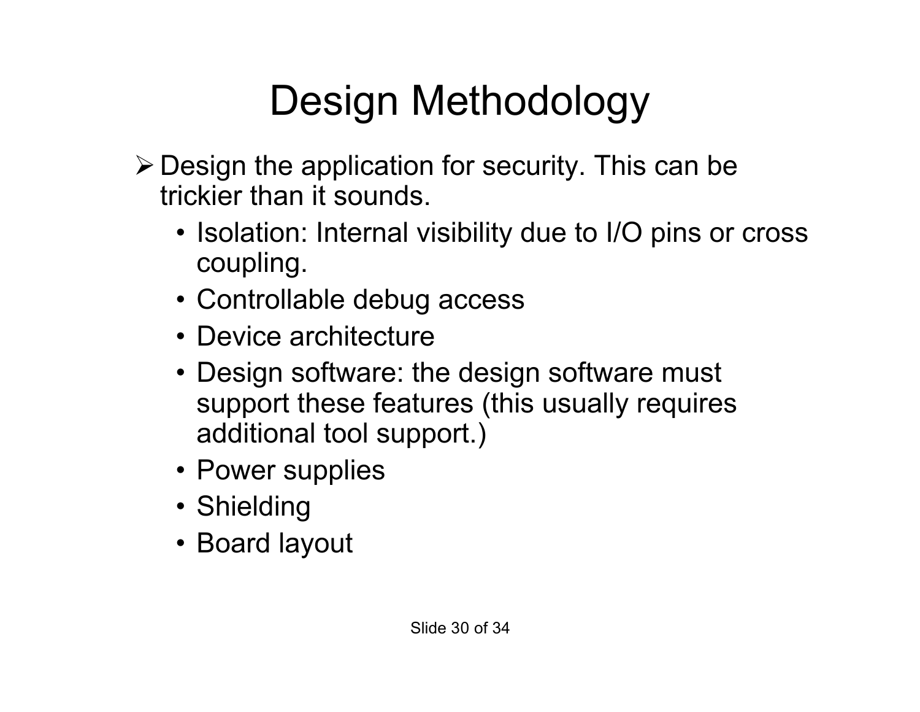# Design Methodology

- Design the application for security. This can be trickier than it sounds.
  - Isolation: Internal visibility due to I/O pins or cross coupling.
  - Controllable debug access
  - Device architecture
  - Design software: the design software must support these features (this usually requires additional tool support.)
  - Power supplies
  - Shielding
  - Board layout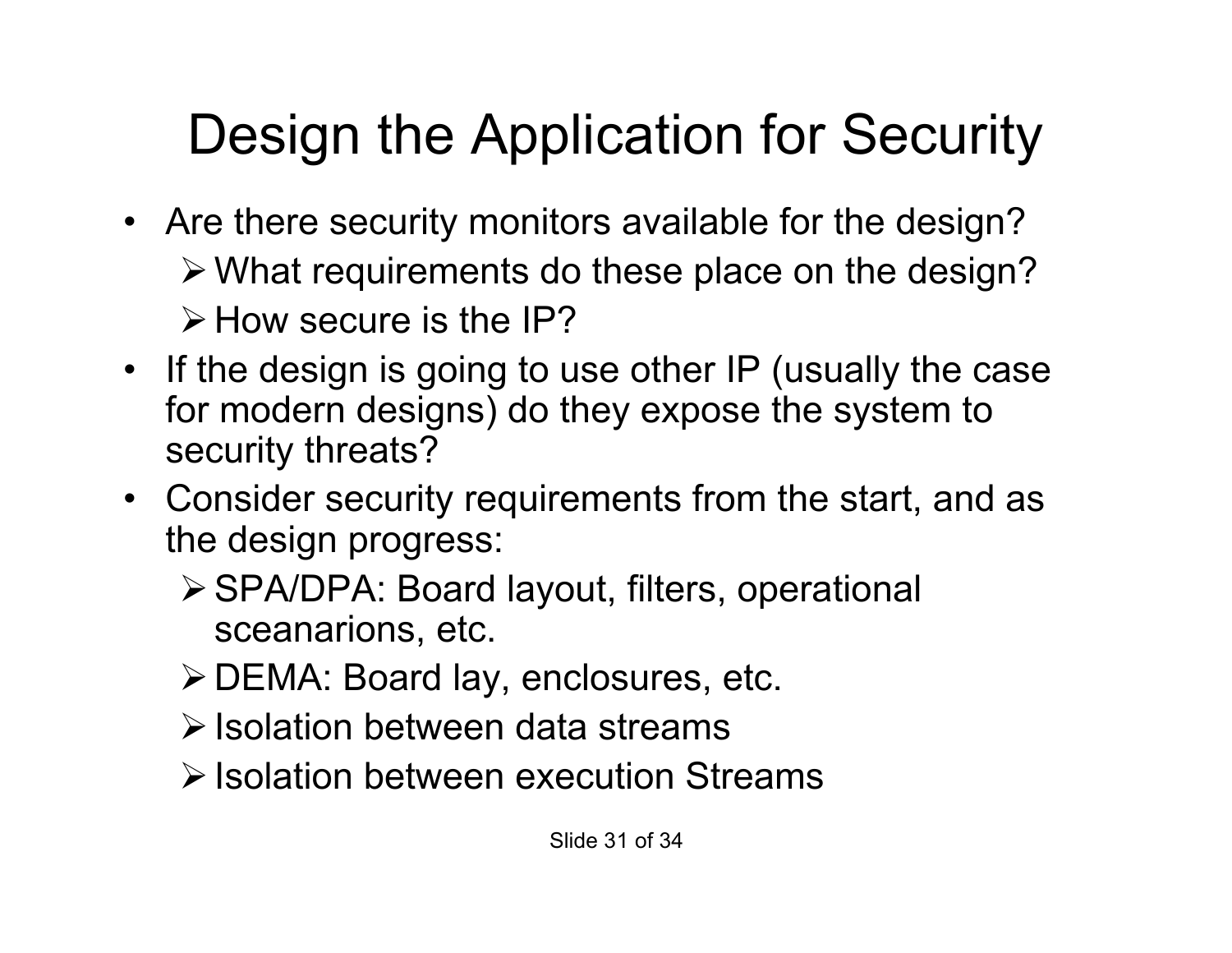# Design the Application for Security

- Are there security monitors available for the design?
  - What requirements do these place on the design?
  - How secure is the IP?
- If the design is going to use other IP (usually the case for modern designs) do they expose the system to security threats?
- Consider security requirements from the start, and as the design progress:
  - SPA/DPA: Board layout, filters, operational sceanarions, etc.
  - DEMA: Board lay, enclosures, etc.
  - Isolation between data streams
  - Isolation between execution Streams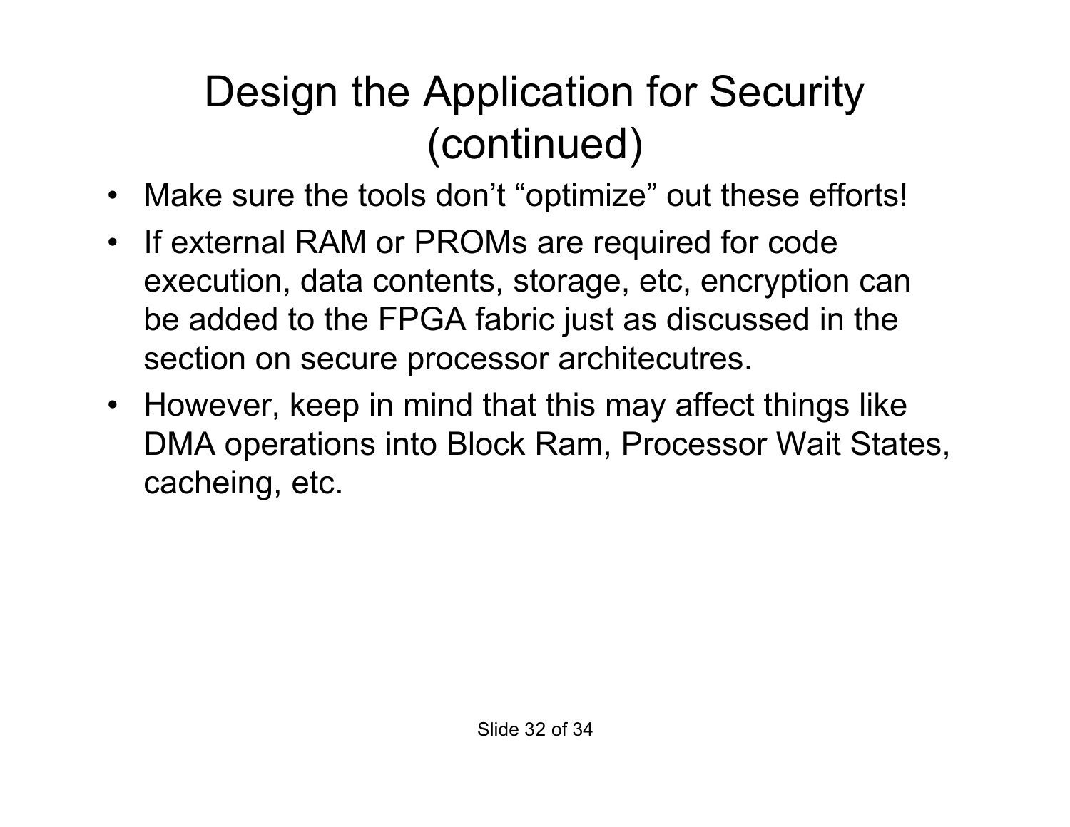# Design the Application for Security (continued)

- Make sure the tools don’t “optimize” out these efforts!
- If external RAM or PROMs are required for code execution, data contents, storage, etc, encryption can be added to the FPGA fabric just as discussed in the section on secure processor architecutres.
- However, keep in mind that this may affect things like DMA operations into Block Ram, Processor Wait States, cacheing, etc.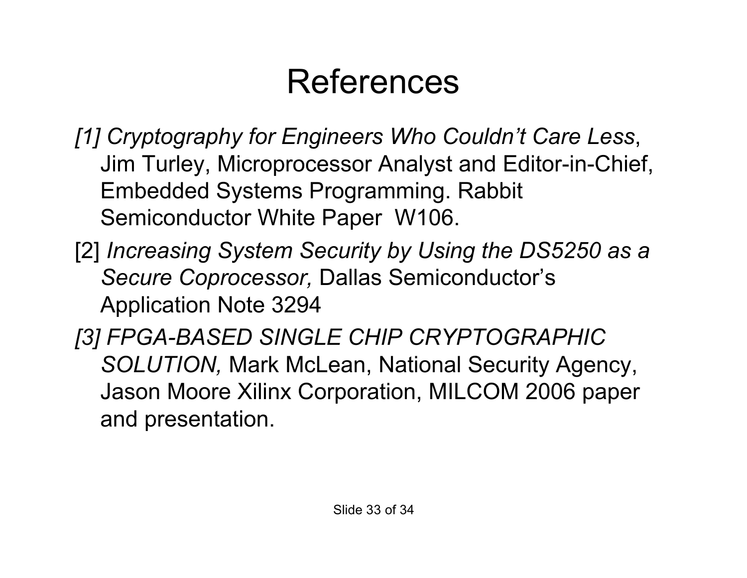# References

*[1] Cryptography for Engineers Who Couldn't Care Less*, Jim Turley, Microprocessor Analyst and Editor-in-Chief, Embedded Systems Programming. Rabbit Semiconductor White Paper W106.

[2] *Increasing System Security by Using the DS5250 as a Secure Coprocessor,* Dallas Semiconductor's Application Note 3294

*[3] FPGA-BASED SINGLE CHIP CRYPTOGRAPHIC SOLUTION,* Mark McLean, National Security Agency, Jason Moore Xilinx Corporation, MILCOM 2006 paper and presentation.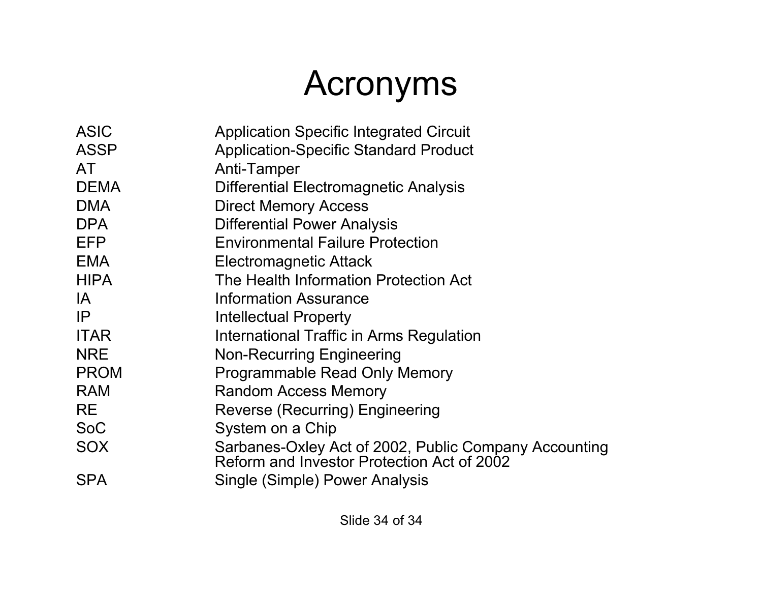# Acronyms

| | |
|---|---|
| ASIC | Application Specific Integrated Circuit |
| ASSP | Application-Specific Standard Product |
| AT | Anti-Tamper |
| DEMA | Differential Electromagnetic Analysis |
| DMA | Direct Memory Access |
| DPA | Differential Power Analysis |
| EFP | Environmental Failure Protection |
| EMA | Electromagnetic Attack |
| HIPA | The Health Information Protection Act |
| IA | Information Assurance |
| IP | Intellectual Property |
| ITAR | International Traffic in Arms Regulation |
| NRE | Non-Recurring Engineering |
| PROM | Programmable Read Only Memory |
| RAM | Random Access Memory |
| RE | Reverse (Recurring) Engineering |
| SoC | System on a Chip |
| SOX | Sarbanes-Oxley Act of 2002, Public Company Accounting Reform and Investor Protection Act of 2002 |
| SPA | Single (Simple) Power Analysis |